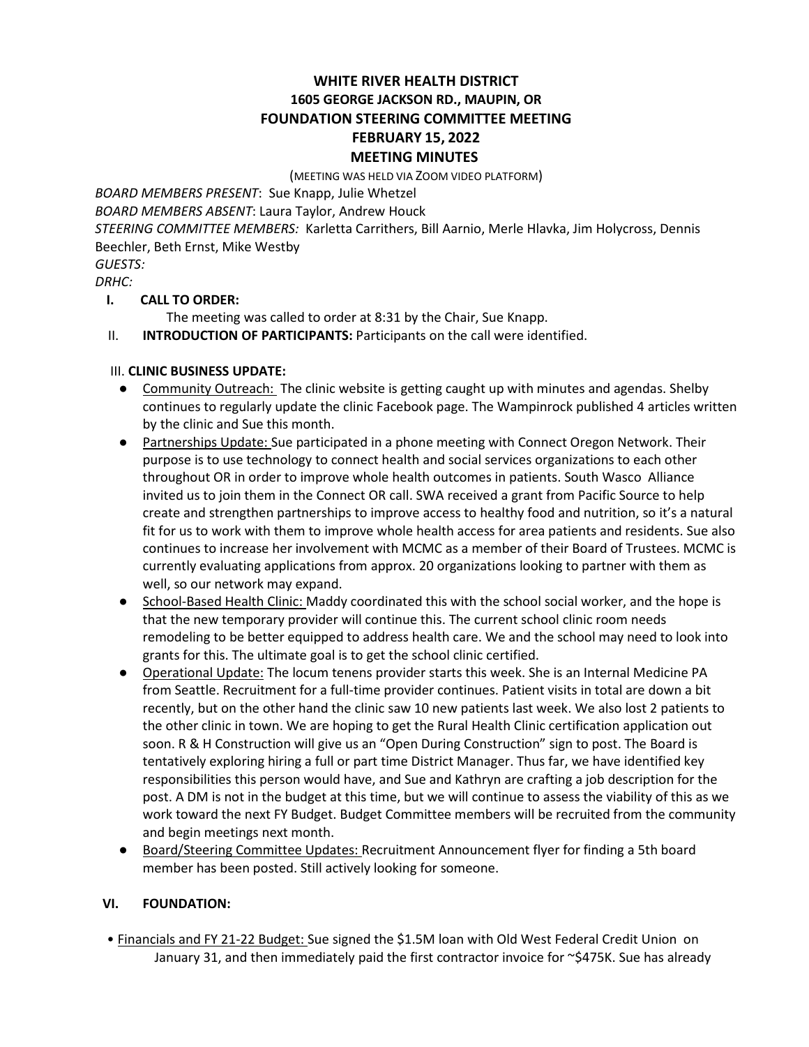# WHITE RIVER HEALTH DISTRICT
## 1605 GEORGE JACKSON RD., MAUPIN, OR
## FOUNDATION STEERING COMMITTEE MEETING
## FEBRUARY 15, 2022
## MEETING MINUTES

(MEETING WAS HELD VIA ZOOM VIDEO PLATFORM)

*BOARD MEMBERS PRESENT*: Sue Knapp, Julie Whetzel
*BOARD MEMBERS ABSENT*: Laura Taylor, Andrew Houck
*STEERING COMMITTEE MEMBERS:* Karletta Carrithers, Bill Aarnio, Merle Hlavka, Jim Holycross, Dennis Beechler, Beth Ernst, Mike Westby
*GUESTS:*
*DRHC:*

**I. CALL TO ORDER:**
The meeting was called to order at 8:31 by the Chair, Sue Knapp.

II. **INTRODUCTION OF PARTICIPANTS:** Participants on the call were identified.

III. **CLINIC BUSINESS UPDATE:**

- Community Outreach: The clinic website is getting caught up with minutes and agendas. Shelby continues to regularly update the clinic Facebook page. The Wampinrock published 4 articles written by the clinic and Sue this month.
- Partnerships Update: Sue participated in a phone meeting with Connect Oregon Network. Their purpose is to use technology to connect health and social services organizations to each other throughout OR in order to improve whole health outcomes in patients. South Wasco Alliance invited us to join them in the Connect OR call. SWA received a grant from Pacific Source to help create and strengthen partnerships to improve access to healthy food and nutrition, so it's a natural fit for us to work with them to improve whole health access for area patients and residents. Sue also continues to increase her involvement with MCMC as a member of their Board of Trustees. MCMC is currently evaluating applications from approx. 20 organizations looking to partner with them as well, so our network may expand.
- School-Based Health Clinic: Maddy coordinated this with the school social worker, and the hope is that the new temporary provider will continue this. The current school clinic room needs remodeling to be better equipped to address health care. We and the school may need to look into grants for this. The ultimate goal is to get the school clinic certified.
- Operational Update: The locum tenens provider starts this week. She is an Internal Medicine PA from Seattle. Recruitment for a full-time provider continues. Patient visits in total are down a bit recently, but on the other hand the clinic saw 10 new patients last week. We also lost 2 patients to the other clinic in town. We are hoping to get the Rural Health Clinic certification application out soon. R & H Construction will give us an "Open During Construction" sign to post. The Board is tentatively exploring hiring a full or part time District Manager. Thus far, we have identified key responsibilities this person would have, and Sue and Kathryn are crafting a job description for the post. A DM is not in the budget at this time, but we will continue to assess the viability of this as we work toward the next FY Budget. Budget Committee members will be recruited from the community and begin meetings next month.
- Board/Steering Committee Updates: Recruitment Announcement flyer for finding a 5th board member has been posted. Still actively looking for someone.

**VI. FOUNDATION:**

- Financials and FY 21-22 Budget: Sue signed the $1.5M loan with Old West Federal Credit Union on January 31, and then immediately paid the first contractor invoice for ~$475K. Sue has already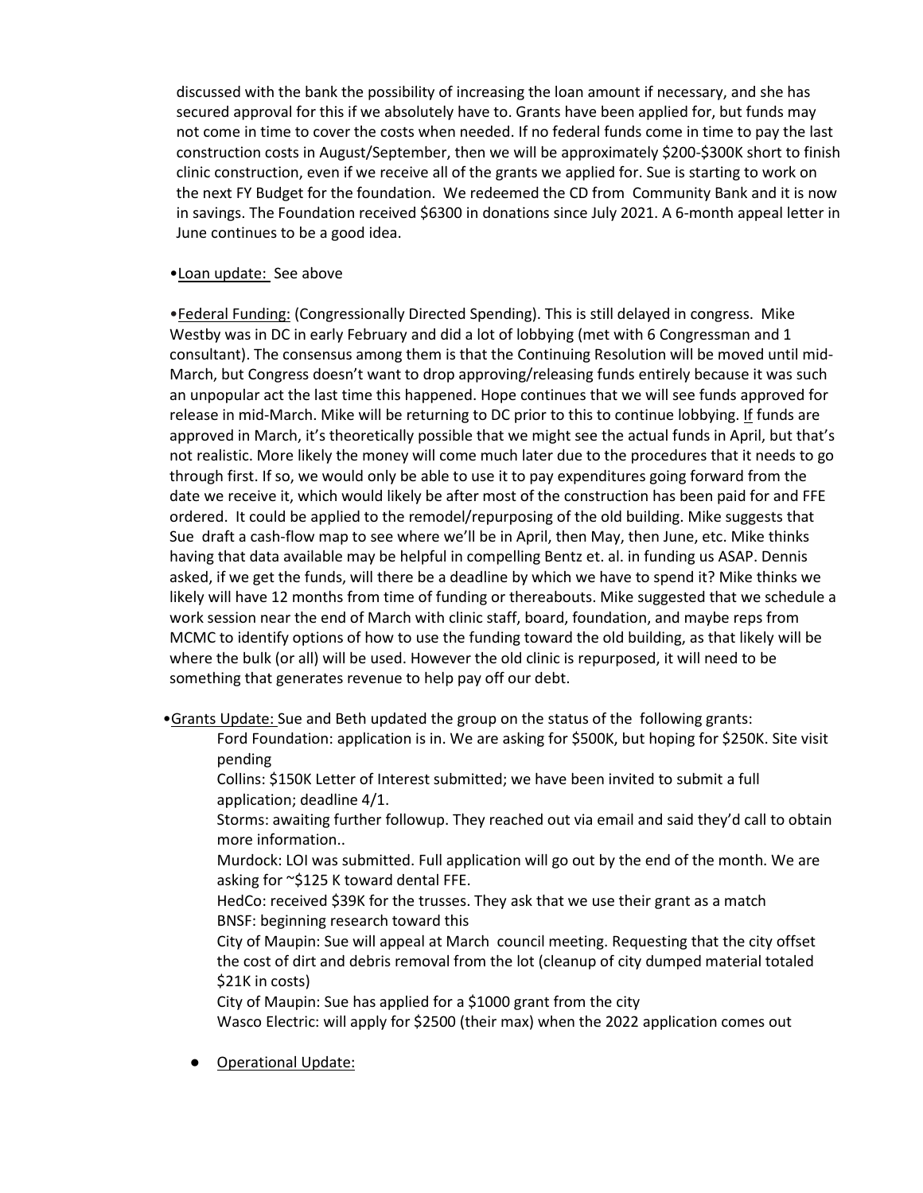discussed with the bank the possibility of increasing the loan amount if necessary, and she has secured approval for this if we absolutely have to. Grants have been applied for, but funds may not come in time to cover the costs when needed. If no federal funds come in time to pay the last construction costs in August/September, then we will be approximately $200-$300K short to finish clinic construction, even if we receive all of the grants we applied for. Sue is starting to work on the next FY Budget for the foundation. We redeemed the CD from Community Bank and it is now in savings. The Foundation received $6300 in donations since July 2021. A 6-month appeal letter in June continues to be a good idea.

- <u>Loan update:</u> See above

- <u>Federal Funding:</u> (Congressionally Directed Spending). This is still delayed in congress. Mike Westby was in DC in early February and did a lot of lobbying (met with 6 Congressman and 1 consultant). The consensus among them is that the Continuing Resolution will be moved until mid-March, but Congress doesn't want to drop approving/releasing funds entirely because it was such an unpopular act the last time this happened. Hope continues that we will see funds approved for release in mid-March. Mike will be returning to DC prior to this to continue lobbying. <u>If</u> funds are approved in March, it's theoretically possible that we might see the actual funds in April, but that's not realistic. More likely the money will come much later due to the procedures that it needs to go through first. If so, we would only be able to use it to pay expenditures going forward from the date we receive it, which would likely be after most of the construction has been paid for and FFE ordered. It could be applied to the remodel/repurposing of the old building. Mike suggests that Sue draft a cash-flow map to see where we'll be in April, then May, then June, etc. Mike thinks having that data available may be helpful in compelling Bentz et. al. in funding us ASAP. Dennis asked, if we get the funds, will there be a deadline by which we have to spend it? Mike thinks we likely will have 12 months from time of funding or thereabouts. Mike suggested that we schedule a work session near the end of March with clinic staff, board, foundation, and maybe reps from MCMC to identify options of how to use the funding toward the old building, as that likely will be where the bulk (or all) will be used. However the old clinic is repurposed, it will need to be something that generates revenue to help pay off our debt.

- <u>Grants Update:</u> Sue and Beth updated the group on the status of the following grants:
  - Ford Foundation: application is in. We are asking for $500K, but hoping for $250K. Site visit pending
  - Collins: $150K Letter of Interest submitted; we have been invited to submit a full application; deadline 4/1.
  - Storms: awaiting further followup. They reached out via email and said they'd call to obtain more information..
  - Murdock: LOI was submitted. Full application will go out by the end of the month. We are asking for ~$125 K toward dental FFE.
  - HedCo: received $39K for the trusses. They ask that we use their grant as a match
  - BNSF: beginning research toward this
  - City of Maupin: Sue will appeal at March council meeting. Requesting that the city offset the cost of dirt and debris removal from the lot (cleanup of city dumped material totaled $21K in costs)
  - City of Maupin: Sue has applied for a $1000 grant from the city
  - Wasco Electric: will apply for $2500 (their max) when the 2022 application comes out

- <u>Operational Update:</u>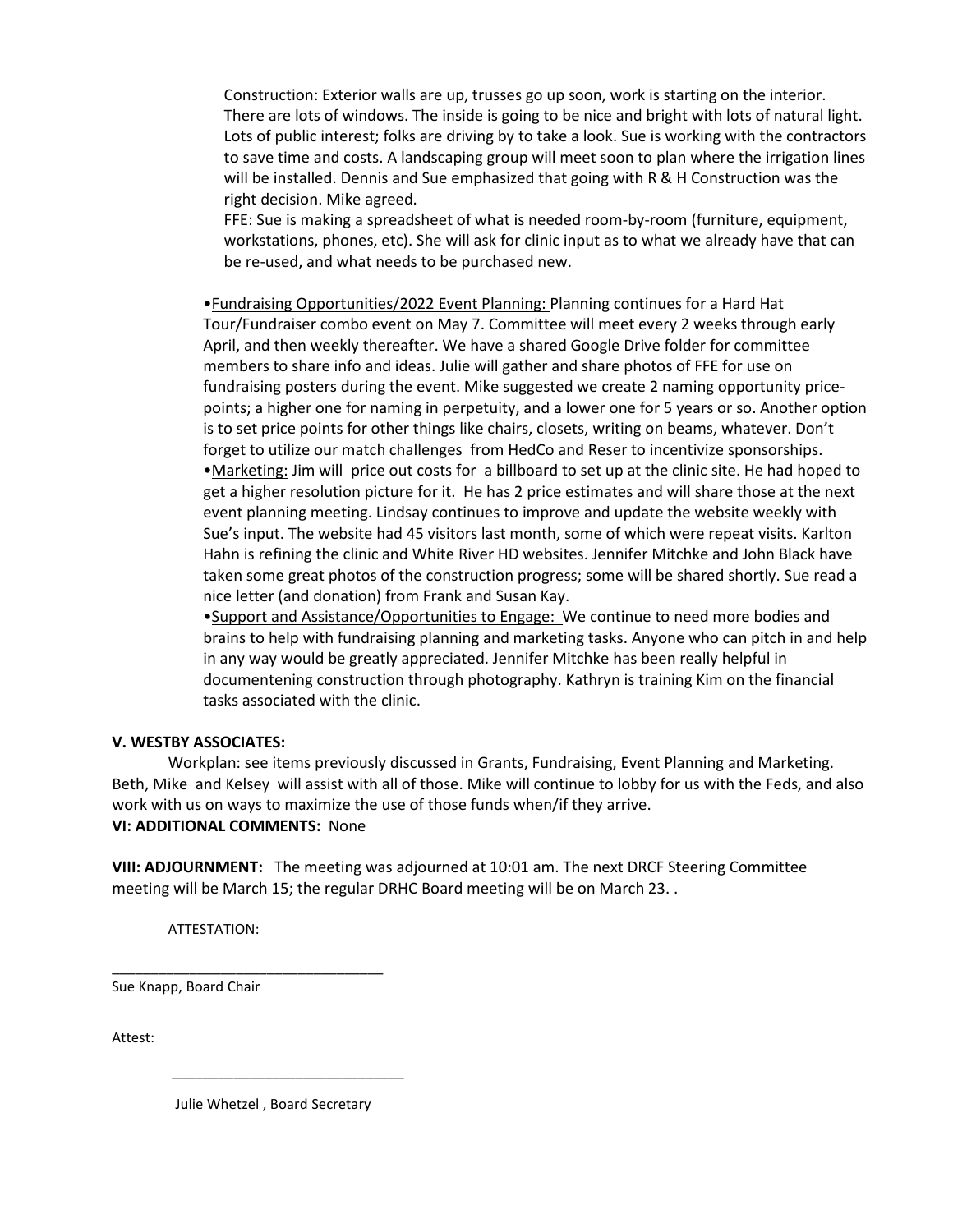Construction: Exterior walls are up, trusses go up soon, work is starting on the interior. There are lots of windows. The inside is going to be nice and bright with lots of natural light. Lots of public interest; folks are driving by to take a look. Sue is working with the contractors to save time and costs. A landscaping group will meet soon to plan where the irrigation lines will be installed. Dennis and Sue emphasized that going with R & H Construction was the right decision. Mike agreed.

FFE: Sue is making a spreadsheet of what is needed room-by-room (furniture, equipment, workstations, phones, etc). She will ask for clinic input as to what we already have that can be re-used, and what needs to be purchased new.

- Fundraising Opportunities/2022 Event Planning: Planning continues for a Hard Hat Tour/Fundraiser combo event on May 7. Committee will meet every 2 weeks through early April, and then weekly thereafter. We have a shared Google Drive folder for committee members to share info and ideas. Julie will gather and share photos of FFE for use on fundraising posters during the event. Mike suggested we create 2 naming opportunity price-points; a higher one for naming in perpetuity, and a lower one for 5 years or so. Another option is to set price points for other things like chairs, closets, writing on beams, whatever. Don't forget to utilize our match challenges from HedCo and Reser to incentivize sponsorships.
- Marketing: Jim will price out costs for a billboard to set up at the clinic site. He had hoped to get a higher resolution picture for it. He has 2 price estimates and will share those at the next event planning meeting. Lindsay continues to improve and update the website weekly with Sue's input. The website had 45 visitors last month, some of which were repeat visits. Karlton Hahn is refining the clinic and White River HD websites. Jennifer Mitchke and John Black have taken some great photos of the construction progress; some will be shared shortly. Sue read a nice letter (and donation) from Frank and Susan Kay.
- Support and Assistance/Opportunities to Engage: We continue to need more bodies and brains to help with fundraising planning and marketing tasks. Anyone who can pitch in and help in any way would be greatly appreciated. Jennifer Mitchke has been really helpful in documentening construction through photography. Kathryn is training Kim on the financial tasks associated with the clinic.

**V. WESTBY ASSOCIATES:**

Workplan: see items previously discussed in Grants, Fundraising, Event Planning and Marketing. Beth, Mike and Kelsey will assist with all of those. Mike will continue to lobby for us with the Feds, and also work with us on ways to maximize the use of those funds when/if they arrive.

**VI: ADDITIONAL COMMENTS:** None

**VIII: ADJOURNMENT:** The meeting was adjourned at 10:01 am. The next DRCF Steering Committee meeting will be March 15; the regular DRHC Board meeting will be on March 23. .

ATTESTATION:

\_\_\_\_\_\_\_\_\_\_\_\_\_\_\_\_\_\_\_\_\_\_\_\_\_\_\_\_\_\_\_\_\_\_

Sue Knapp, Board Chair

Attest:

\_\_\_\_\_\_\_\_\_\_\_\_\_\_\_\_\_\_\_\_\_\_\_\_\_\_\_\_\_\_

Julie Whetzel , Board Secretary